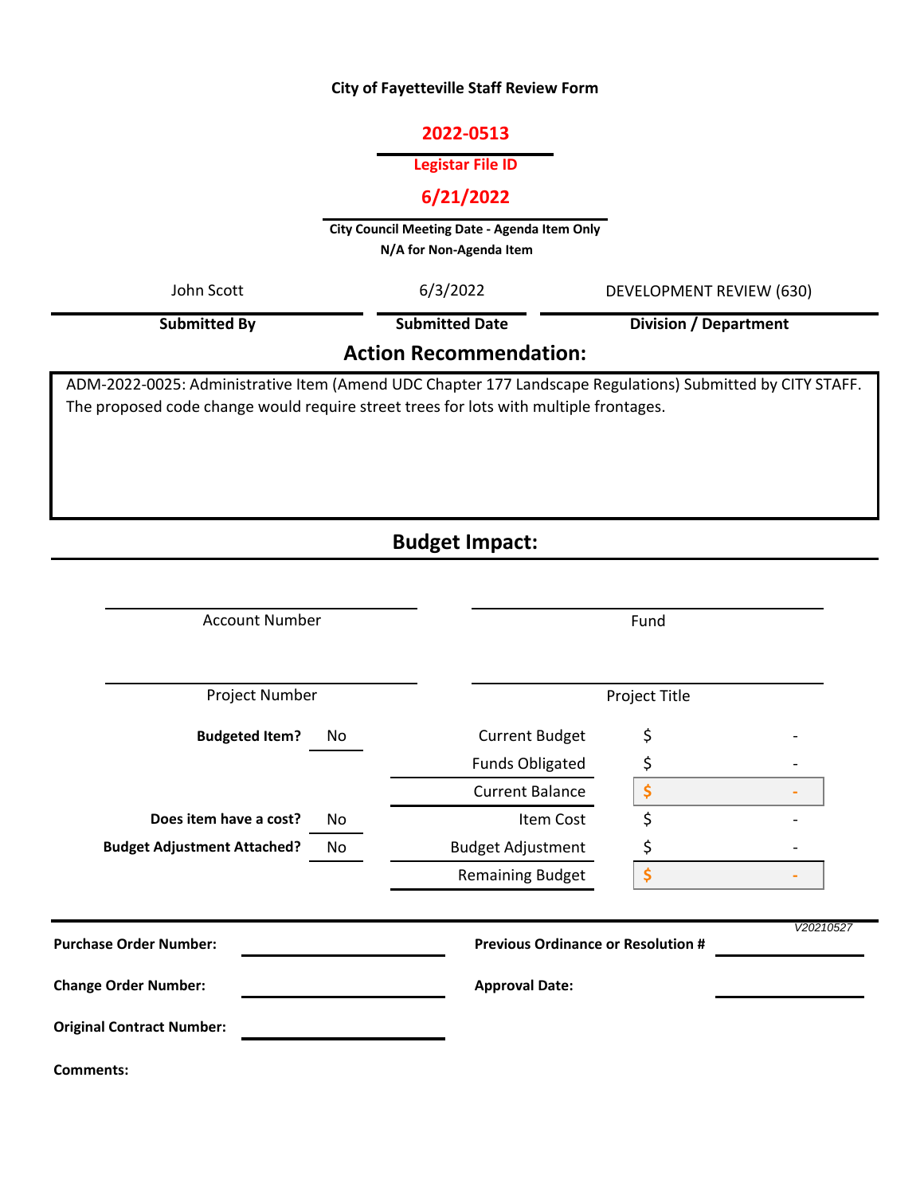# City of Fayetteville Staff Review Form

**2022-0513**

**Legistar File ID**

**6/21/2022**

**City Council Meeting Date - Agenda Item Only**
**N/A for Non-Agenda Item**

| John Scott | 6/3/2022 | DEVELOPMENT REVIEW (630) |
|---|---|---|
| **Submitted By** | **Submitted Date** | **Division / Department** |

## Action Recommendation:

ADM-2022-0025: Administrative Item (Amend UDC Chapter 177 Landscape Regulations) Submitted by CITY STAFF. The proposed code change would require street trees for lots with multiple frontages.

## Budget Impact:

| Account Number | Fund |
|---|---|
| | |

| Project Number | Project Title |
|---|---|
| | |

| | | | |
|---|---|---|---|
| **Budgeted Item?** | No | Current Budget | $ - |
| | | Funds Obligated | $ - |
| | | Current Balance | $ - |
| **Does item have a cost?** | No | Item Cost | $ - |
| **Budget Adjustment Attached?** | No | Budget Adjustment | $ - |
| | | Remaining Budget | $ - |

*V20210527*

**Purchase Order Number:**

**Previous Ordinance or Resolution #**

**Change Order Number:**

**Approval Date:**

**Original Contract Number:**

**Comments:**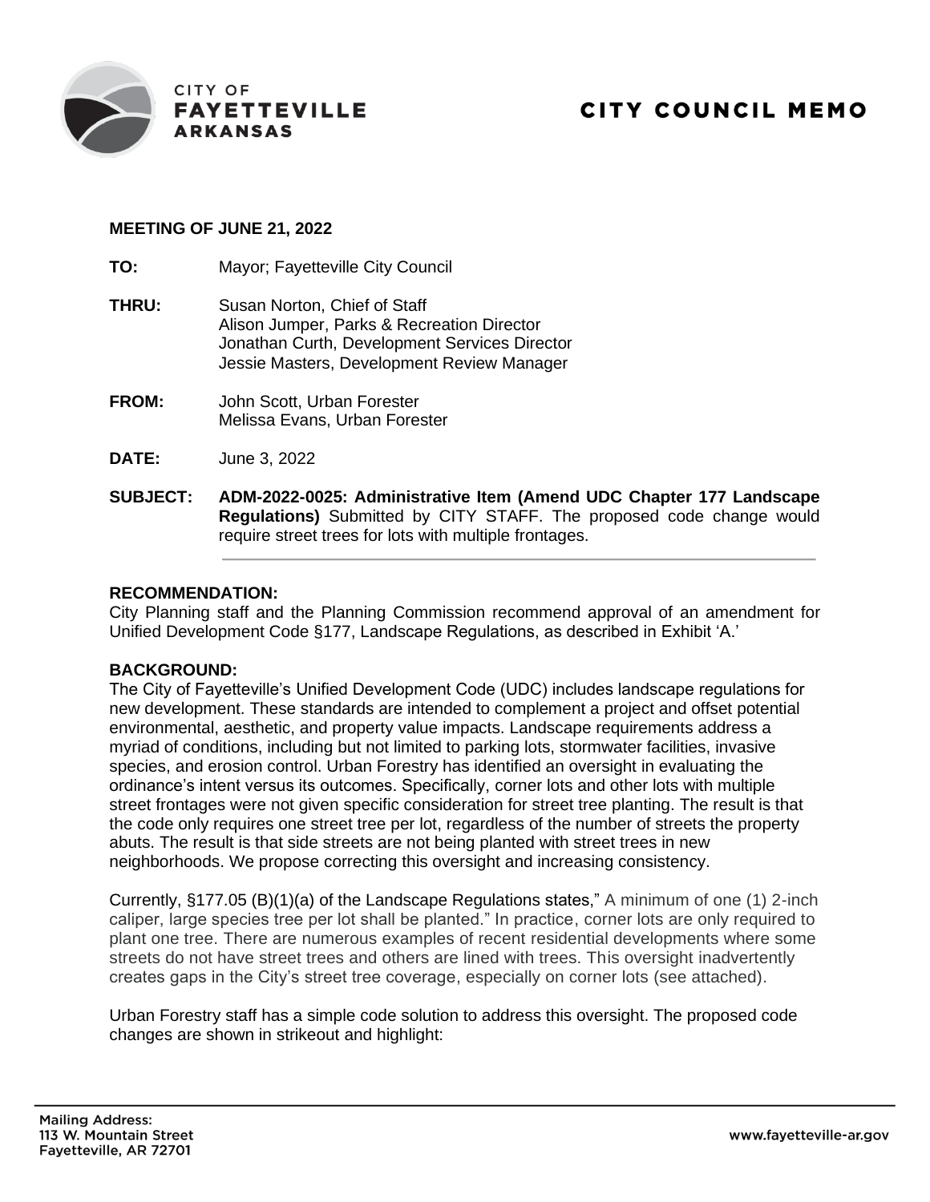CITY OF
**FAYETTEVILLE**
**ARKANSAS**

# CITY COUNCIL MEMO

**MEETING OF JUNE 21, 2022**

**TO:** Mayor; Fayetteville City Council

**THRU:** Susan Norton, Chief of Staff
Alison Jumper, Parks & Recreation Director
Jonathan Curth, Development Services Director
Jessie Masters, Development Review Manager

**FROM:** John Scott, Urban Forester
Melissa Evans, Urban Forester

**DATE:** June 3, 2022

**SUBJECT:** **ADM-2022-0025: Administrative Item (Amend UDC Chapter 177 Landscape Regulations)** Submitted by CITY STAFF. The proposed code change would require street trees for lots with multiple frontages.

---

**RECOMMENDATION:**
City Planning staff and the Planning Commission recommend approval of an amendment for Unified Development Code §177, Landscape Regulations, as described in Exhibit 'A.'

**BACKGROUND:**
The City of Fayetteville's Unified Development Code (UDC) includes landscape regulations for new development. These standards are intended to complement a project and offset potential environmental, aesthetic, and property value impacts. Landscape requirements address a myriad of conditions, including but not limited to parking lots, stormwater facilities, invasive species, and erosion control. Urban Forestry has identified an oversight in evaluating the ordinance's intent versus its outcomes. Specifically, corner lots and other lots with multiple street frontages were not given specific consideration for street tree planting. The result is that the code only requires one street tree per lot, regardless of the number of streets the property abuts. The result is that side streets are not being planted with street trees in new neighborhoods. We propose correcting this oversight and increasing consistency.

Currently, §177.05 (B)(1)(a) of the Landscape Regulations states," A minimum of one (1) 2-inch caliper, large species tree per lot shall be planted." In practice, corner lots are only required to plant one tree. There are numerous examples of recent residential developments where some streets do not have street trees and others are lined with trees. This oversight inadvertently creates gaps in the City's street tree coverage, especially on corner lots (see attached).

Urban Forestry staff has a simple code solution to address this oversight. The proposed code changes are shown in strikeout and highlight: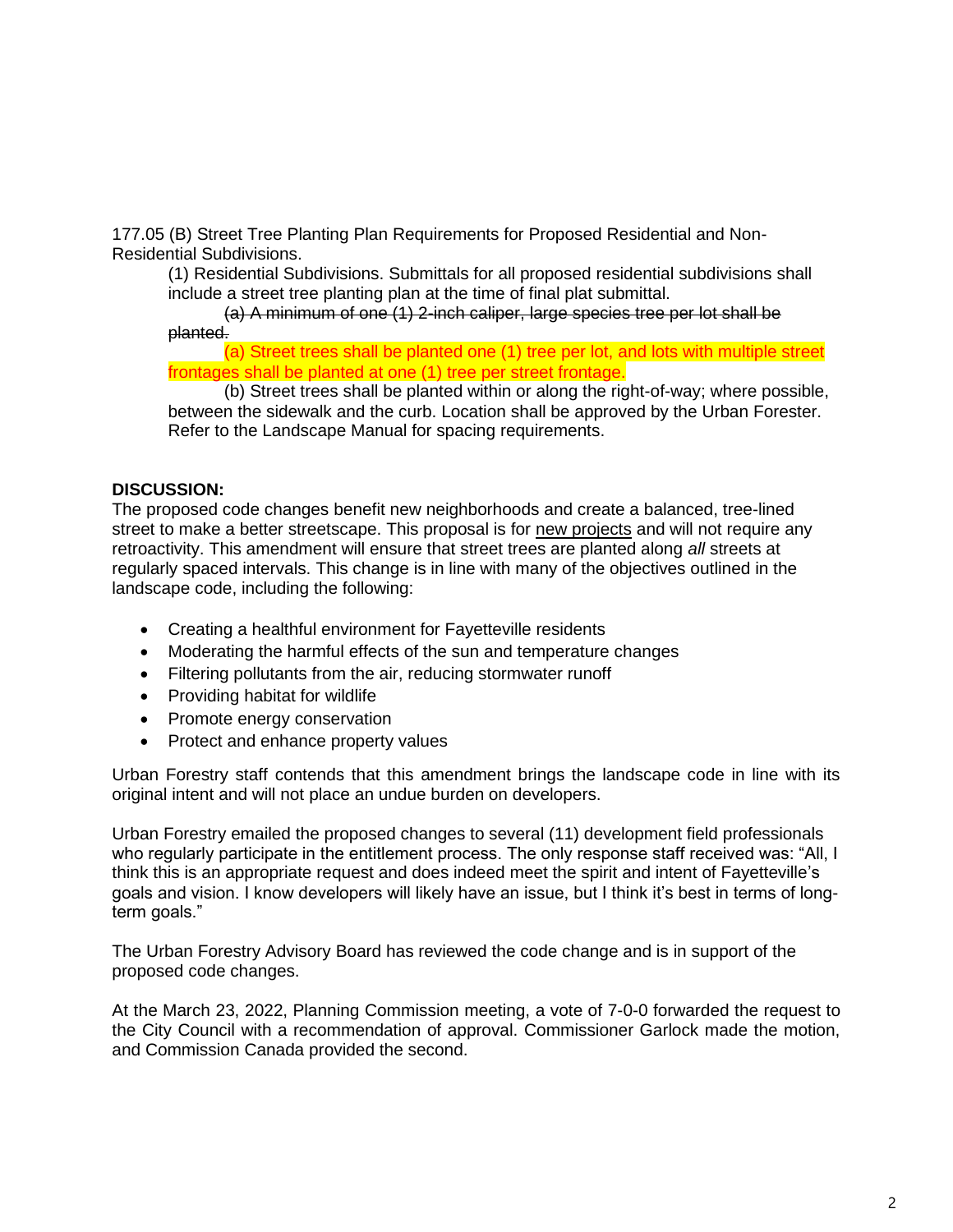177.05 (B) Street Tree Planting Plan Requirements for Proposed Residential and Non-Residential Subdivisions.

(1) Residential Subdivisions. Submittals for all proposed residential subdivisions shall include a street tree planting plan at the time of final plat submittal.

~~(a) A minimum of one (1) 2-inch caliper, large species tree per lot shall be planted.~~

(a) Street trees shall be planted one (1) tree per lot, and lots with multiple street frontages shall be planted at one (1) tree per street frontage.

(b) Street trees shall be planted within or along the right-of-way; where possible, between the sidewalk and the curb. Location shall be approved by the Urban Forester. Refer to the Landscape Manual for spacing requirements.

**DISCUSSION:**

The proposed code changes benefit new neighborhoods and create a balanced, tree-lined street to make a better streetscape. This proposal is for <u>new projects</u> and will not require any retroactivity. This amendment will ensure that street trees are planted along *all* streets at regularly spaced intervals. This change is in line with many of the objectives outlined in the landscape code, including the following:

- Creating a healthful environment for Fayetteville residents
- Moderating the harmful effects of the sun and temperature changes
- Filtering pollutants from the air, reducing stormwater runoff
- Providing habitat for wildlife
- Promote energy conservation
- Protect and enhance property values

Urban Forestry staff contends that this amendment brings the landscape code in line with its original intent and will not place an undue burden on developers.

Urban Forestry emailed the proposed changes to several (11) development field professionals who regularly participate in the entitlement process. The only response staff received was: "All, I think this is an appropriate request and does indeed meet the spirit and intent of Fayetteville's goals and vision. I know developers will likely have an issue, but I think it's best in terms of long-term goals."

The Urban Forestry Advisory Board has reviewed the code change and is in support of the proposed code changes.

At the March 23, 2022, Planning Commission meeting, a vote of 7-0-0 forwarded the request to the City Council with a recommendation of approval. Commissioner Garlock made the motion, and Commission Canada provided the second.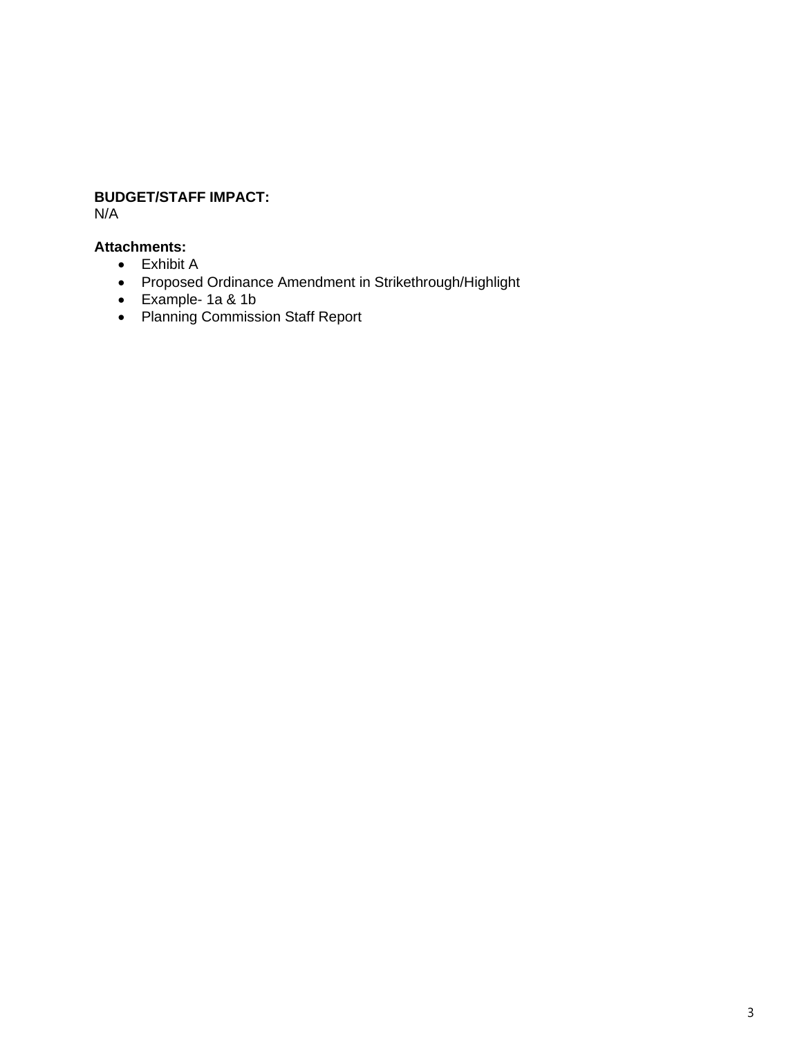**BUDGET/STAFF IMPACT:**
N/A

**Attachments:**

- Exhibit A
- Proposed Ordinance Amendment in Strikethrough/Highlight
- Example- 1a & 1b
- Planning Commission Staff Report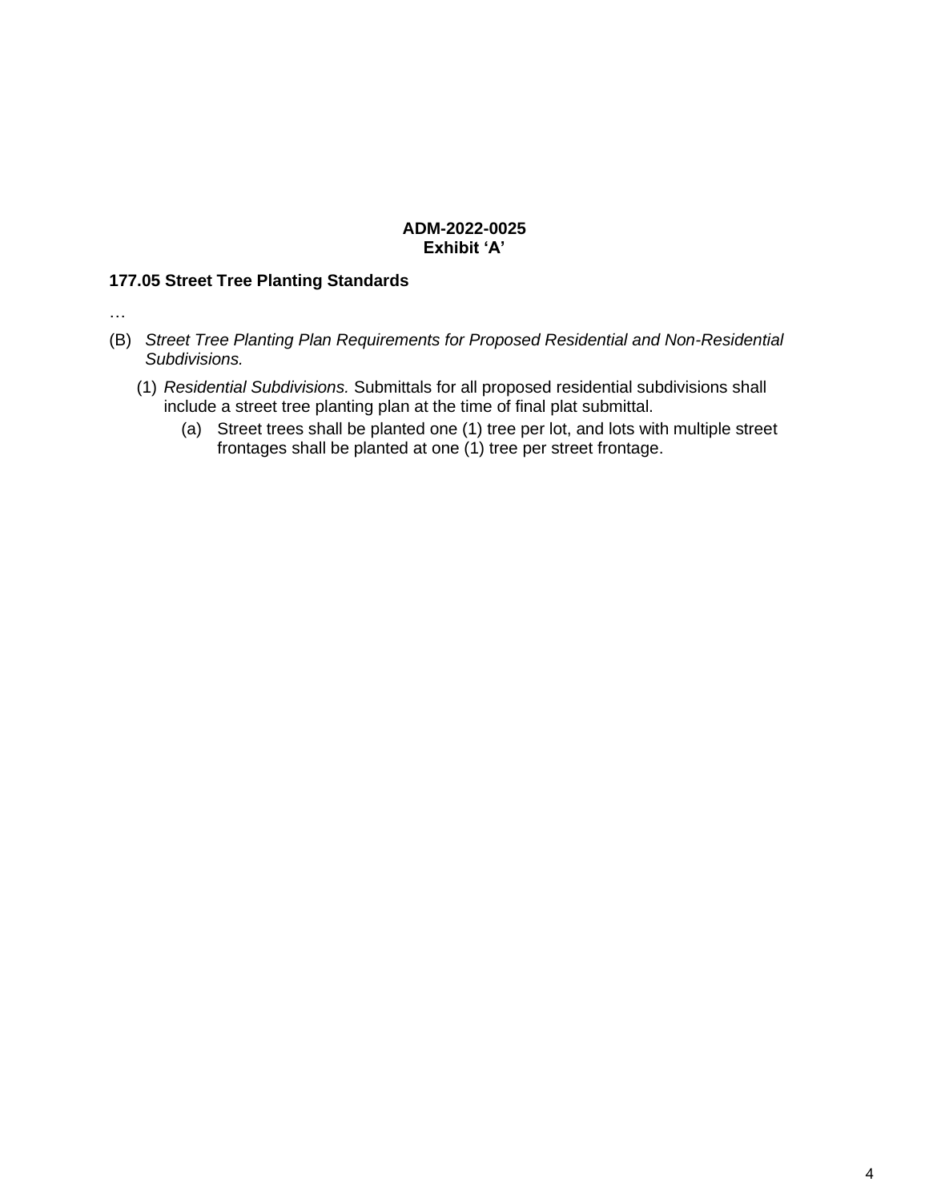**ADM-2022-0025**
**Exhibit 'A'**

## 177.05 Street Tree Planting Standards

…

(B) *Street Tree Planting Plan Requirements for Proposed Residential and Non-Residential Subdivisions.*

(1) *Residential Subdivisions.* Submittals for all proposed residential subdivisions shall include a street tree planting plan at the time of final plat submittal.

(a) Street trees shall be planted one (1) tree per lot, and lots with multiple street frontages shall be planted at one (1) tree per street frontage.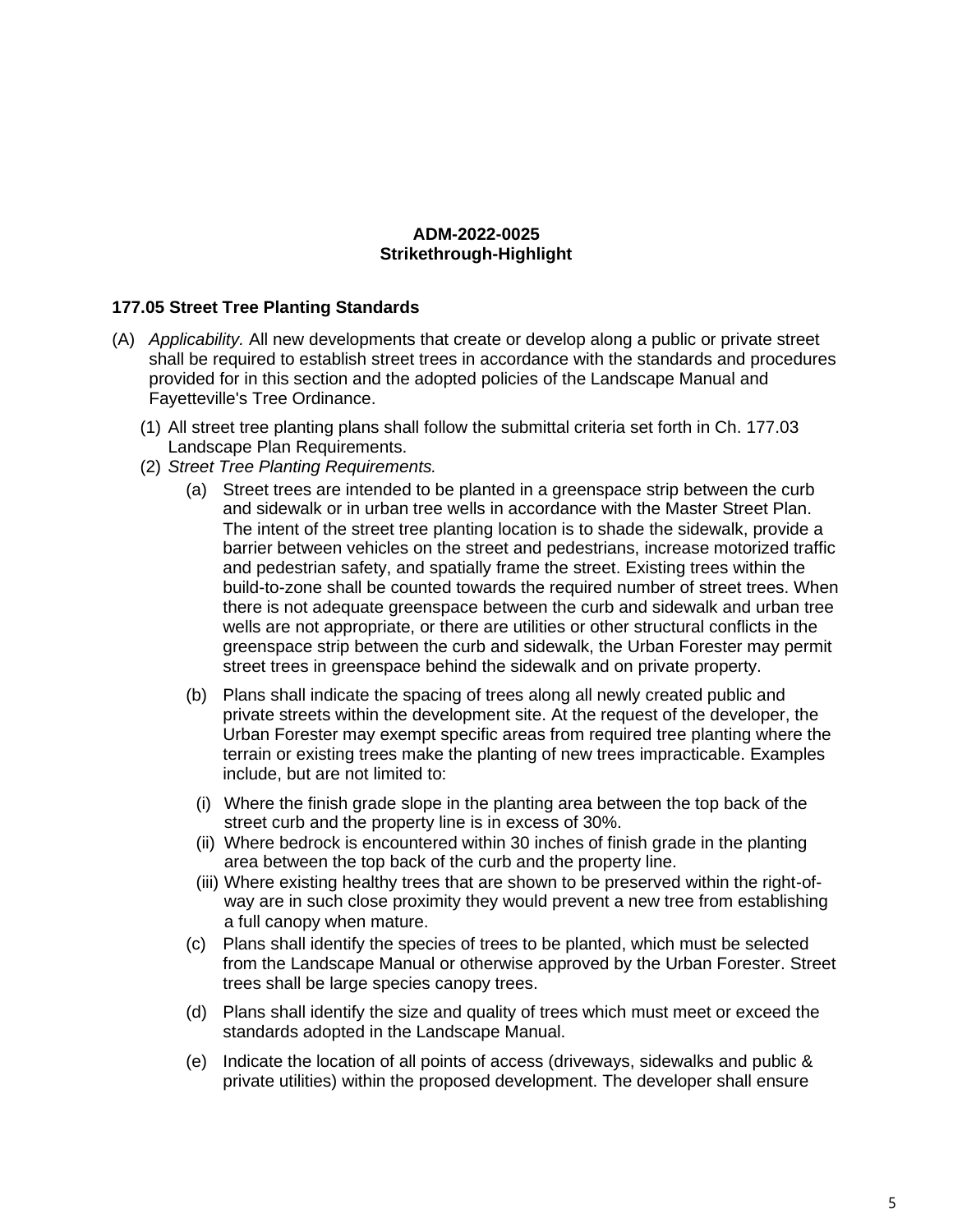**ADM-2022-0025**
**Strikethrough-Highlight**

### 177.05 Street Tree Planting Standards

(A) *Applicability.* All new developments that create or develop along a public or private street shall be required to establish street trees in accordance with the standards and procedures provided for in this section and the adopted policies of the Landscape Manual and Fayetteville's Tree Ordinance.

   (1) All street tree planting plans shall follow the submittal criteria set forth in Ch. 177.03 Landscape Plan Requirements.

   (2) *Street Tree Planting Requirements.*

      (a) Street trees are intended to be planted in a greenspace strip between the curb and sidewalk or in urban tree wells in accordance with the Master Street Plan. The intent of the street tree planting location is to shade the sidewalk, provide a barrier between vehicles on the street and pedestrians, increase motorized traffic and pedestrian safety, and spatially frame the street. Existing trees within the build-to-zone shall be counted towards the required number of street trees. When there is not adequate greenspace between the curb and sidewalk and urban tree wells are not appropriate, or there are utilities or other structural conflicts in the greenspace strip between the curb and sidewalk, the Urban Forester may permit street trees in greenspace behind the sidewalk and on private property.

      (b) Plans shall indicate the spacing of trees along all newly created public and private streets within the development site. At the request of the developer, the Urban Forester may exempt specific areas from required tree planting where the terrain or existing trees make the planting of new trees impracticable. Examples include, but are not limited to:

         (i) Where the finish grade slope in the planting area between the top back of the street curb and the property line is in excess of 30%.

         (ii) Where bedrock is encountered within 30 inches of finish grade in the planting area between the top back of the curb and the property line.

         (iii) Where existing healthy trees that are shown to be preserved within the right-of-way are in such close proximity they would prevent a new tree from establishing a full canopy when mature.

      (c) Plans shall identify the species of trees to be planted, which must be selected from the Landscape Manual or otherwise approved by the Urban Forester. Street trees shall be large species canopy trees.

      (d) Plans shall identify the size and quality of trees which must meet or exceed the standards adopted in the Landscape Manual.

      (e) Indicate the location of all points of access (driveways, sidewalks and public & private utilities) within the proposed development. The developer shall ensure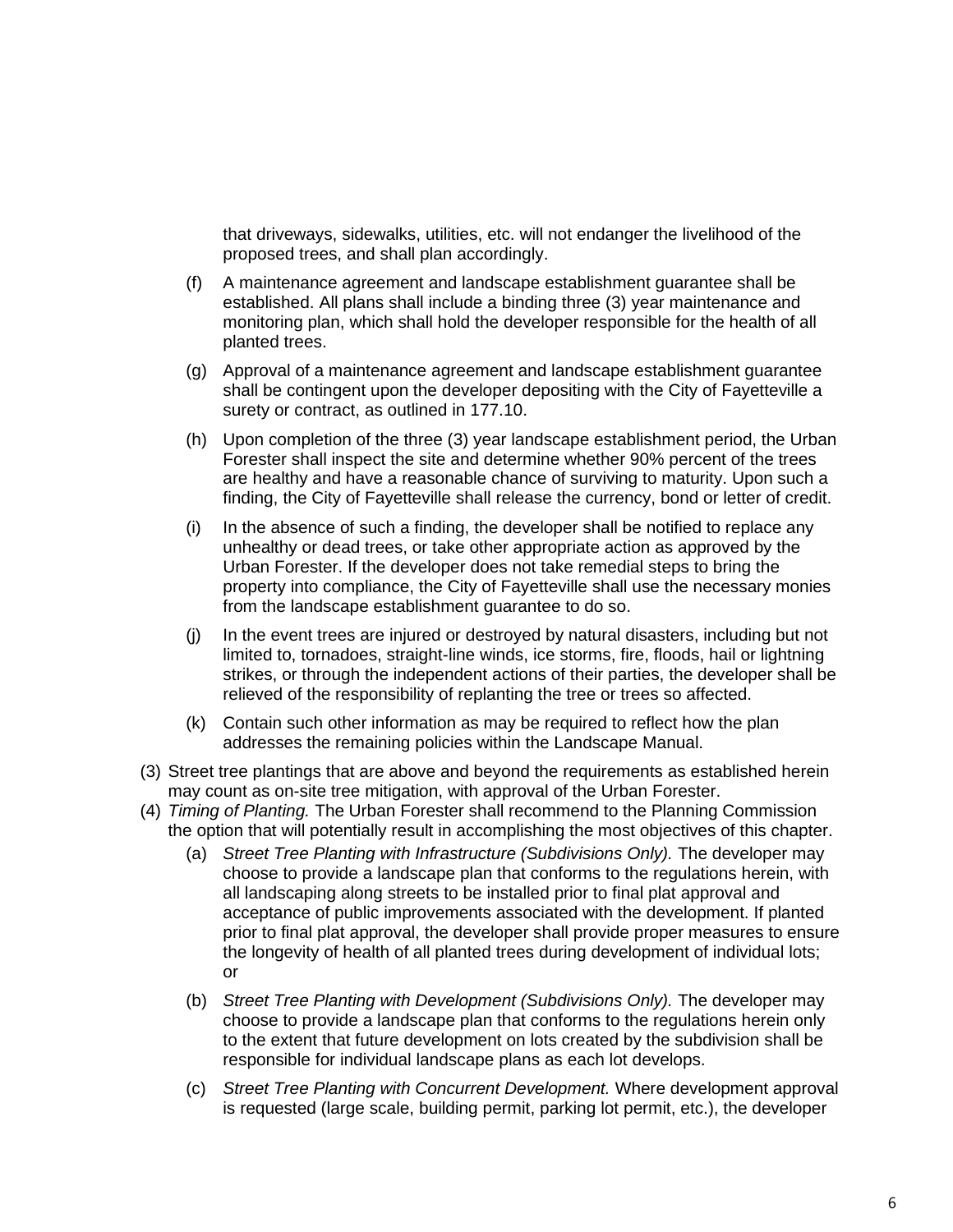that driveways, sidewalks, utilities, etc. will not endanger the livelihood of the proposed trees, and shall plan accordingly.

(f) A maintenance agreement and landscape establishment guarantee shall be established. All plans shall include a binding three (3) year maintenance and monitoring plan, which shall hold the developer responsible for the health of all planted trees.

(g) Approval of a maintenance agreement and landscape establishment guarantee shall be contingent upon the developer depositing with the City of Fayetteville a surety or contract, as outlined in 177.10.

(h) Upon completion of the three (3) year landscape establishment period, the Urban Forester shall inspect the site and determine whether 90% percent of the trees are healthy and have a reasonable chance of surviving to maturity. Upon such a finding, the City of Fayetteville shall release the currency, bond or letter of credit.

(i) In the absence of such a finding, the developer shall be notified to replace any unhealthy or dead trees, or take other appropriate action as approved by the Urban Forester. If the developer does not take remedial steps to bring the property into compliance, the City of Fayetteville shall use the necessary monies from the landscape establishment guarantee to do so.

(j) In the event trees are injured or destroyed by natural disasters, including but not limited to, tornadoes, straight-line winds, ice storms, fire, floods, hail or lightning strikes, or through the independent actions of their parties, the developer shall be relieved of the responsibility of replanting the tree or trees so affected.

(k) Contain such other information as may be required to reflect how the plan addresses the remaining policies within the Landscape Manual.

(3) Street tree plantings that are above and beyond the requirements as established herein may count as on-site tree mitigation, with approval of the Urban Forester.

(4) *Timing of Planting.* The Urban Forester shall recommend to the Planning Commission the option that will potentially result in accomplishing the most objectives of this chapter.

(a) *Street Tree Planting with Infrastructure (Subdivisions Only).* The developer may choose to provide a landscape plan that conforms to the regulations herein, with all landscaping along streets to be installed prior to final plat approval and acceptance of public improvements associated with the development. If planted prior to final plat approval, the developer shall provide proper measures to ensure the longevity of health of all planted trees during development of individual lots; or

(b) *Street Tree Planting with Development (Subdivisions Only).* The developer may choose to provide a landscape plan that conforms to the regulations herein only to the extent that future development on lots created by the subdivision shall be responsible for individual landscape plans as each lot develops.

(c) *Street Tree Planting with Concurrent Development.* Where development approval is requested (large scale, building permit, parking lot permit, etc.), the developer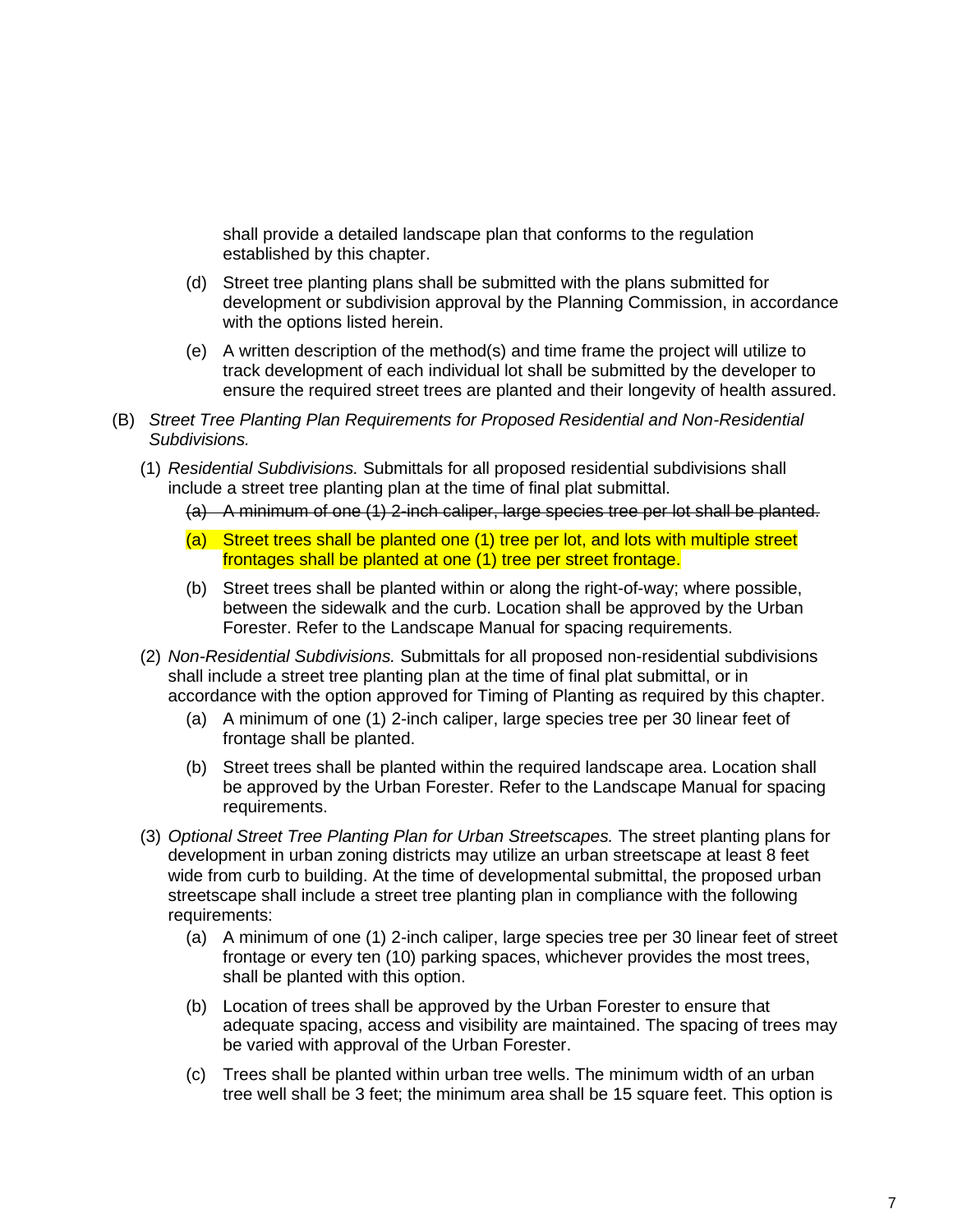shall provide a detailed landscape plan that conforms to the regulation established by this chapter.

(d) Street tree planting plans shall be submitted with the plans submitted for development or subdivision approval by the Planning Commission, in accordance with the options listed herein.

(e) A written description of the method(s) and time frame the project will utilize to track development of each individual lot shall be submitted by the developer to ensure the required street trees are planted and their longevity of health assured.

(B) *Street Tree Planting Plan Requirements for Proposed Residential and Non-Residential Subdivisions.*

(1) *Residential Subdivisions.* Submittals for all proposed residential subdivisions shall include a street tree planting plan at the time of final plat submittal.

~~(a) A minimum of one (1) 2-inch caliper, large species tree per lot shall be planted.~~

(a) Street trees shall be planted one (1) tree per lot, and lots with multiple street frontages shall be planted at one (1) tree per street frontage.

(b) Street trees shall be planted within or along the right-of-way; where possible, between the sidewalk and the curb. Location shall be approved by the Urban Forester. Refer to the Landscape Manual for spacing requirements.

(2) *Non-Residential Subdivisions.* Submittals for all proposed non-residential subdivisions shall include a street tree planting plan at the time of final plat submittal, or in accordance with the option approved for Timing of Planting as required by this chapter.

(a) A minimum of one (1) 2-inch caliper, large species tree per 30 linear feet of frontage shall be planted.

(b) Street trees shall be planted within the required landscape area. Location shall be approved by the Urban Forester. Refer to the Landscape Manual for spacing requirements.

(3) *Optional Street Tree Planting Plan for Urban Streetscapes.* The street planting plans for development in urban zoning districts may utilize an urban streetscape at least 8 feet wide from curb to building. At the time of developmental submittal, the proposed urban streetscape shall include a street tree planting plan in compliance with the following requirements:

(a) A minimum of one (1) 2-inch caliper, large species tree per 30 linear feet of street frontage or every ten (10) parking spaces, whichever provides the most trees, shall be planted with this option.

(b) Location of trees shall be approved by the Urban Forester to ensure that adequate spacing, access and visibility are maintained. The spacing of trees may be varied with approval of the Urban Forester.

(c) Trees shall be planted within urban tree wells. The minimum width of an urban tree well shall be 3 feet; the minimum area shall be 15 square feet. This option is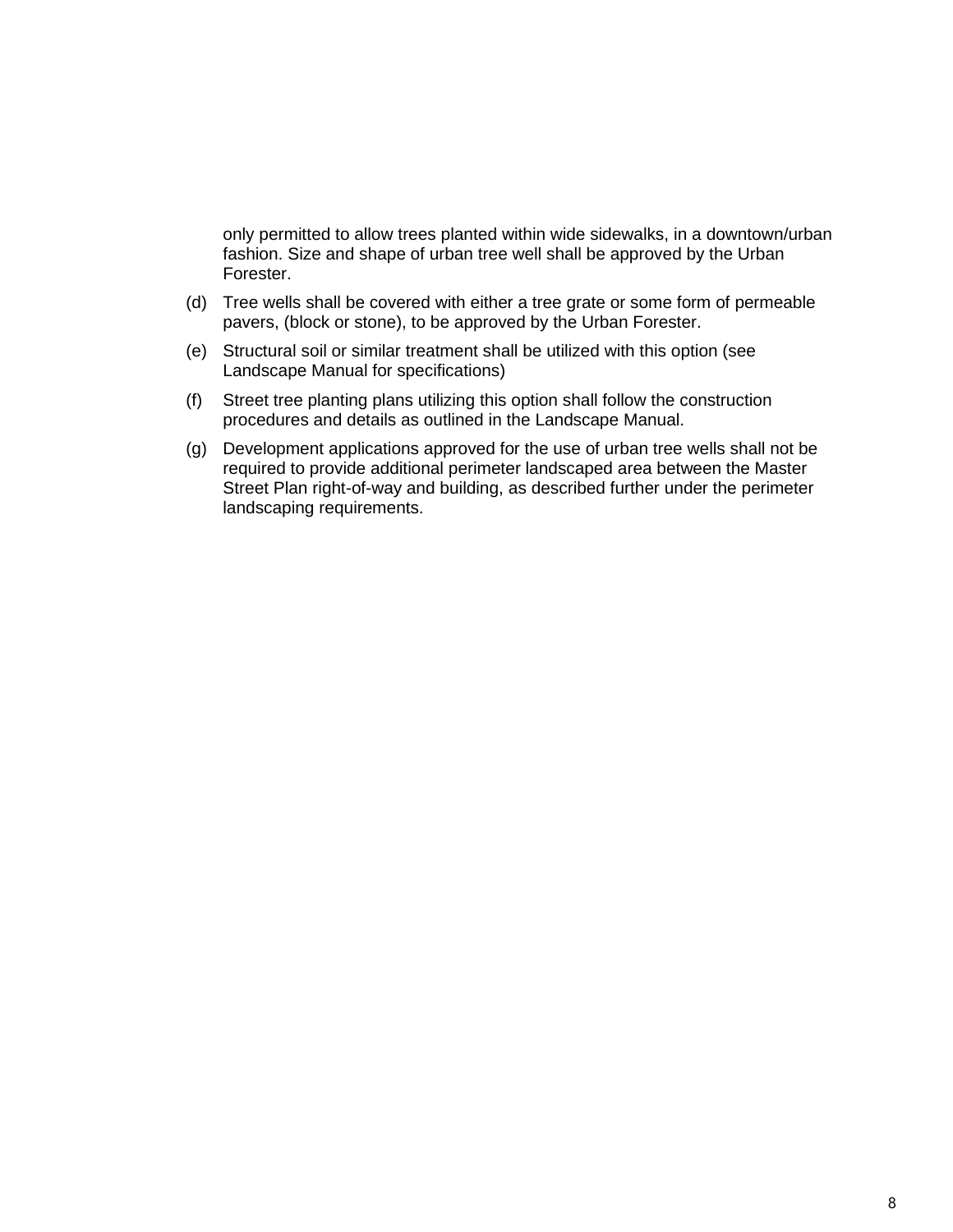only permitted to allow trees planted within wide sidewalks, in a downtown/urban fashion. Size and shape of urban tree well shall be approved by the Urban Forester.

(d) Tree wells shall be covered with either a tree grate or some form of permeable pavers, (block or stone), to be approved by the Urban Forester.

(e) Structural soil or similar treatment shall be utilized with this option (see Landscape Manual for specifications)

(f) Street tree planting plans utilizing this option shall follow the construction procedures and details as outlined in the Landscape Manual.

(g) Development applications approved for the use of urban tree wells shall not be required to provide additional perimeter landscaped area between the Master Street Plan right-of-way and building, as described further under the perimeter landscaping requirements.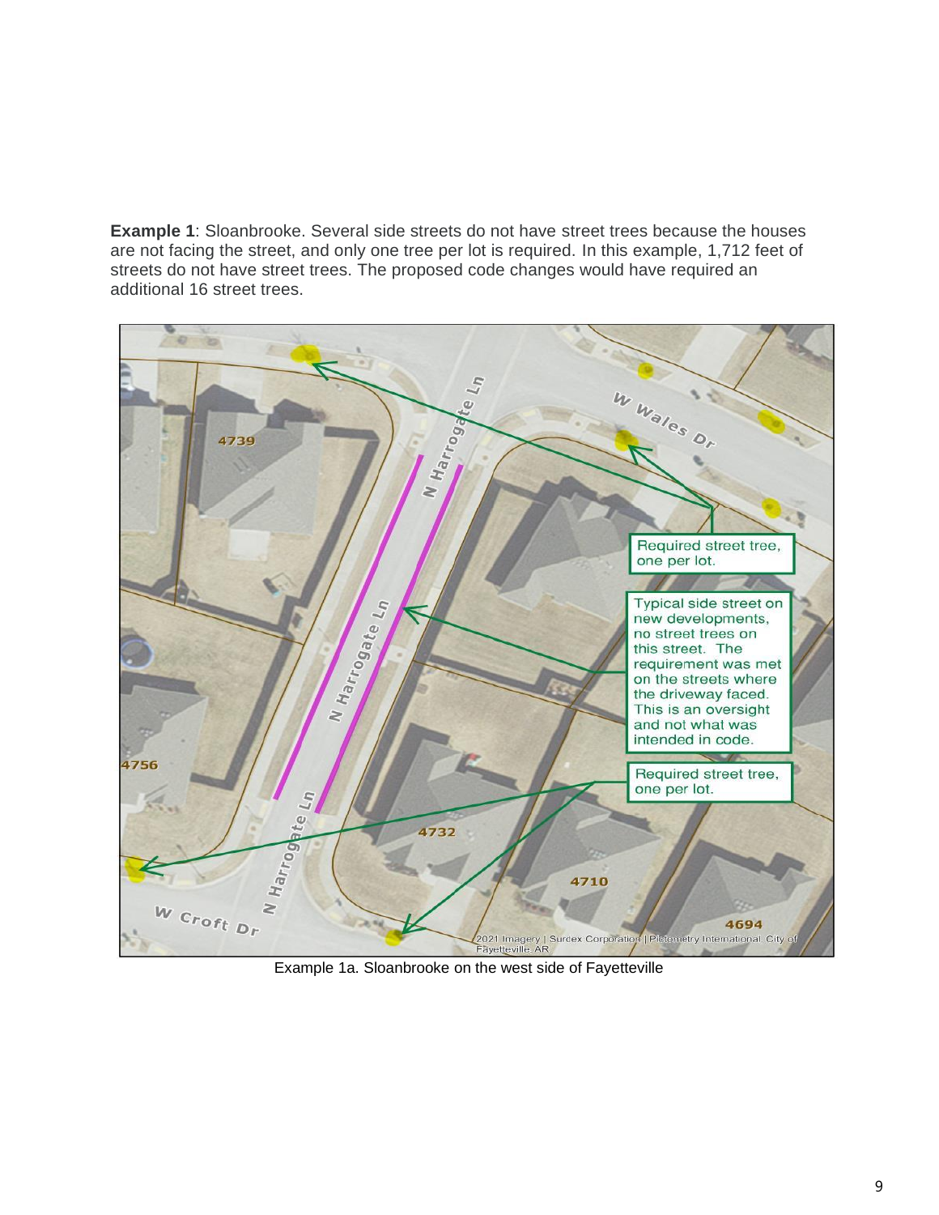**Example 1**: Sloanbrooke. Several side streets do not have street trees because the houses are not facing the street, and only one tree per lot is required. In this example, 1,712 feet of streets do not have street trees. The proposed code changes would have required an additional 16 street trees.

Required street tree, one per lot.

Typical side street on new developments, no street trees on this street. The requirement was met on the streets where the driveway faced. This is an oversight and not what was intended in code.

Required street tree, one per lot.

Example 1a. Sloanbrooke on the west side of Fayetteville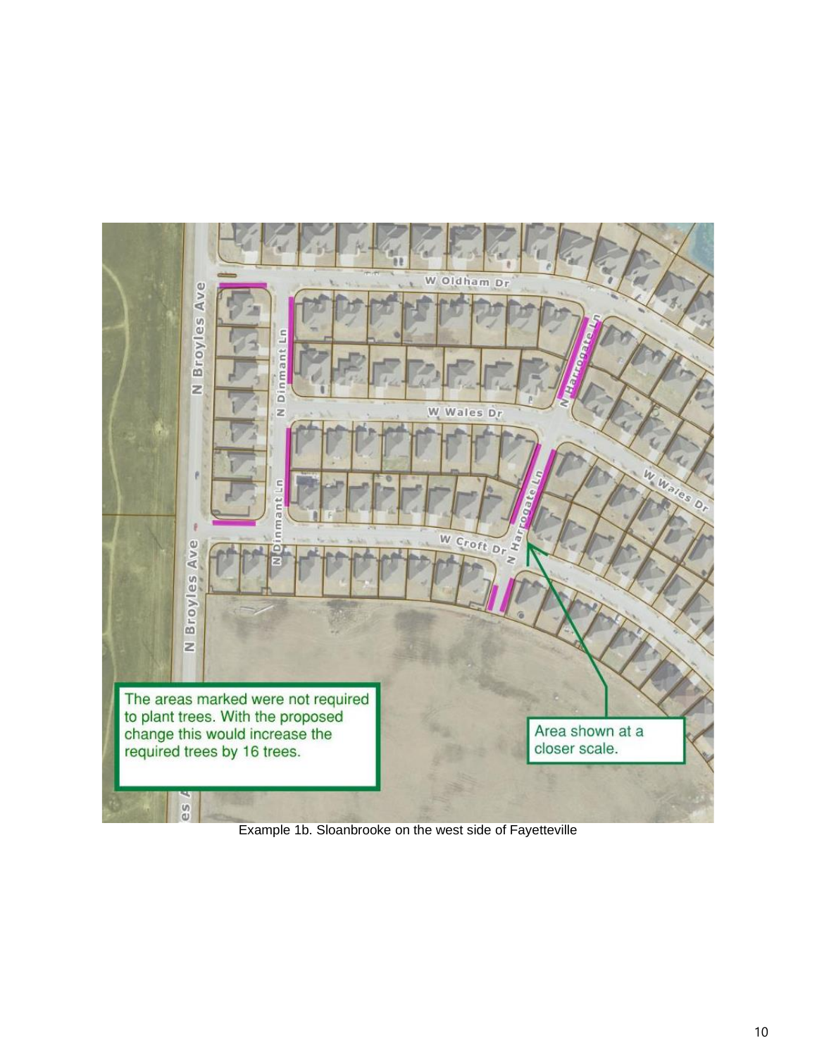The areas marked were not required to plant trees. With the proposed change this would increase the required trees by 16 trees.

Area shown at a closer scale.

Example 1b. Sloanbrooke on the west side of Fayetteville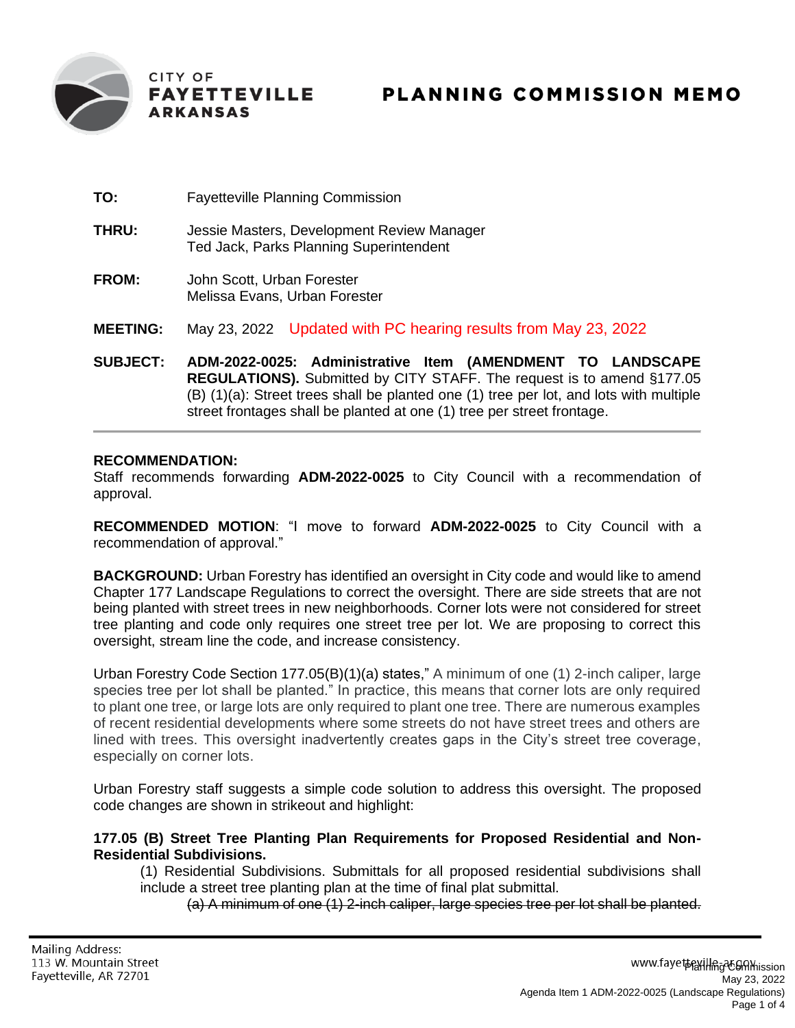# CITY OF FAYETTEVILLE ARKANSAS

# PLANNING COMMISSION MEMO

**TO:** Fayetteville Planning Commission

**THRU:** Jessie Masters, Development Review Manager
Ted Jack, Parks Planning Superintendent

**FROM:** John Scott, Urban Forester
Melissa Evans, Urban Forester

**MEETING:** May 23, 2022 Updated with PC hearing results from May 23, 2022

**SUBJECT:** **ADM-2022-0025: Administrative Item (AMENDMENT TO LANDSCAPE REGULATIONS).** Submitted by CITY STAFF. The request is to amend §177.05 (B) (1)(a): Street trees shall be planted one (1) tree per lot, and lots with multiple street frontages shall be planted at one (1) tree per street frontage.

---

**RECOMMENDATION:**
Staff recommends forwarding **ADM-2022-0025** to City Council with a recommendation of approval.

**RECOMMENDED MOTION**: "I move to forward **ADM-2022-0025** to City Council with a recommendation of approval."

**BACKGROUND:** Urban Forestry has identified an oversight in City code and would like to amend Chapter 177 Landscape Regulations to correct the oversight. There are side streets that are not being planted with street trees in new neighborhoods. Corner lots were not considered for street tree planting and code only requires one street tree per lot. We are proposing to correct this oversight, stream line the code, and increase consistency.

Urban Forestry Code Section 177.05(B)(1)(a) states," A minimum of one (1) 2-inch caliper, large species tree per lot shall be planted." In practice, this means that corner lots are only required to plant one tree, or large lots are only required to plant one tree. There are numerous examples of recent residential developments where some streets do not have street trees and others are lined with trees. This oversight inadvertently creates gaps in the City's street tree coverage, especially on corner lots.

Urban Forestry staff suggests a simple code solution to address this oversight. The proposed code changes are shown in strikeout and highlight:

**177.05 (B) Street Tree Planting Plan Requirements for Proposed Residential and Non-Residential Subdivisions.**

(1) Residential Subdivisions. Submittals for all proposed residential subdivisions shall include a street tree planting plan at the time of final plat submittal.

~~(a) A minimum of one (1) 2-inch caliper, large species tree per lot shall be planted.~~

Mailing Address:
113 W. Mountain Street
Fayetteville, AR 72701

www.fayetteville-ar.gov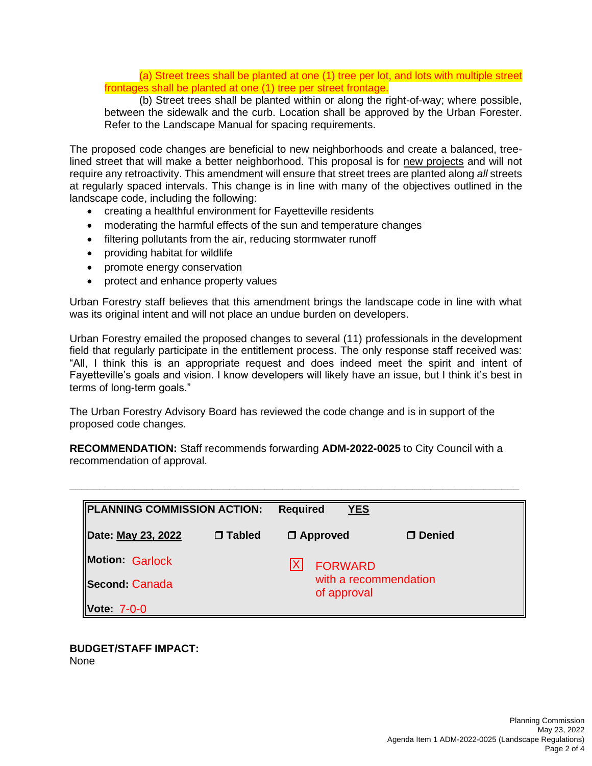(a) Street trees shall be planted at one (1) tree per lot, and lots with multiple street frontages shall be planted at one (1) tree per street frontage.

(b) Street trees shall be planted within or along the right-of-way; where possible, between the sidewalk and the curb. Location shall be approved by the Urban Forester. Refer to the Landscape Manual for spacing requirements.

The proposed code changes are beneficial to new neighborhoods and create a balanced, tree-lined street that will make a better neighborhood. This proposal is for new projects and will not require any retroactivity. This amendment will ensure that street trees are planted along *all* streets at regularly spaced intervals. This change is in line with many of the objectives outlined in the landscape code, including the following:

- creating a healthful environment for Fayetteville residents
- moderating the harmful effects of the sun and temperature changes
- filtering pollutants from the air, reducing stormwater runoff
- providing habitat for wildlife
- promote energy conservation
- protect and enhance property values

Urban Forestry staff believes that this amendment brings the landscape code in line with what was its original intent and will not place an undue burden on developers.

Urban Forestry emailed the proposed changes to several (11) professionals in the development field that regularly participate in the entitlement process. The only response staff received was: "All, I think this is an appropriate request and does indeed meet the spirit and intent of Fayetteville's goals and vision. I know developers will likely have an issue, but I think it's best in terms of long-term goals."

The Urban Forestry Advisory Board has reviewed the code change and is in support of the proposed code changes.

**RECOMMENDATION:** Staff recommends forwarding **ADM-2022-0025** to City Council with a recommendation of approval.

---

| **PLANNING COMMISSION ACTION:** | | **Required YES** | |
|---|---|---|---|
| **Date:** May 23, 2022 | ☐ **Tabled** | ☐ **Approved** | ☐ **Denied** |
| **Motion:** Garlock | | ☒ FORWARD with a recommendation of approval | |
| **Second:** Canada | | | |
| **Vote:** 7-0-0 | | | |

**BUDGET/STAFF IMPACT:**
None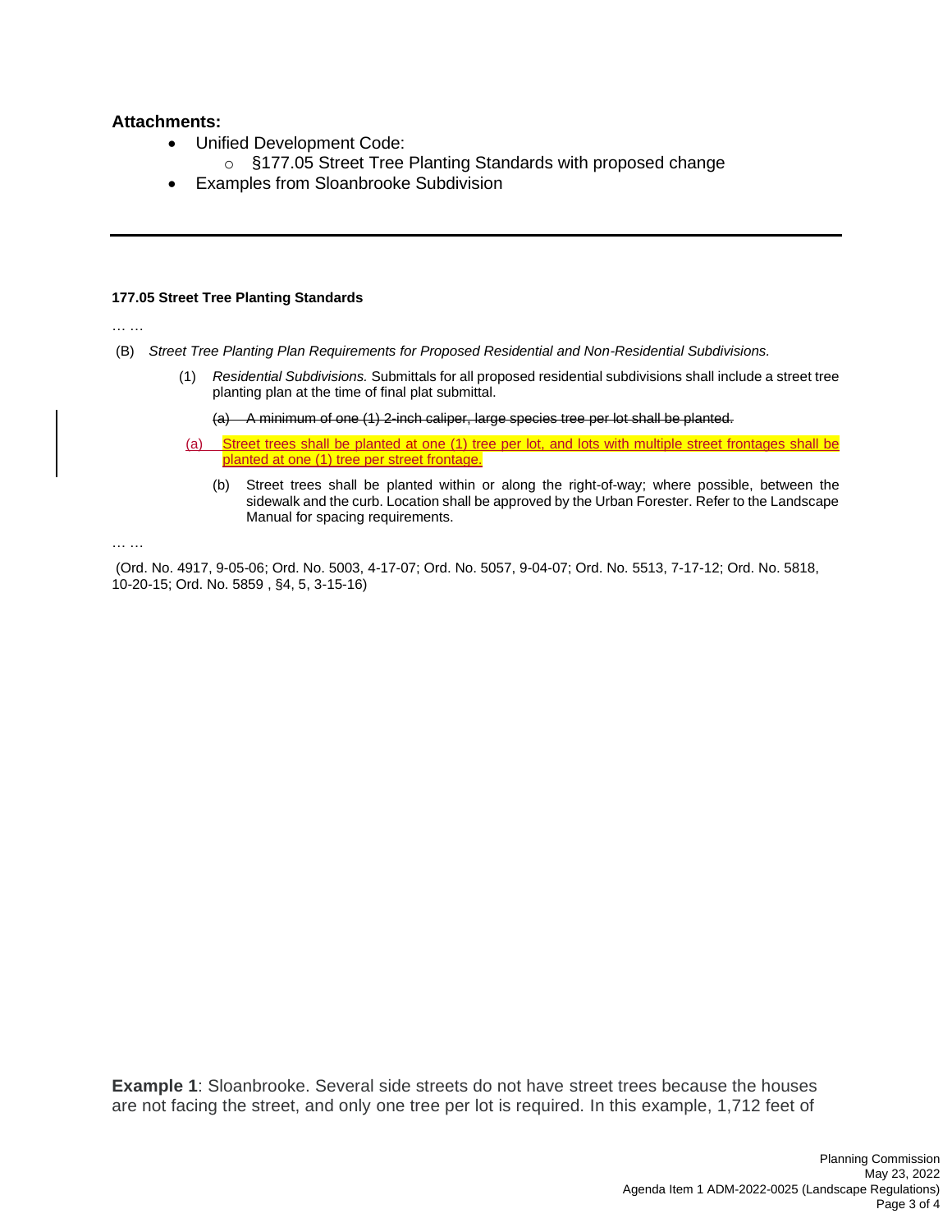**Attachments:**

- Unified Development Code:
  - §177.05 Street Tree Planting Standards with proposed change
- Examples from Sloanbrooke Subdivision

---

**177.05 Street Tree Planting Standards**

… …

(B) *Street Tree Planting Plan Requirements for Proposed Residential and Non-Residential Subdivisions.*

(1) *Residential Subdivisions.* Submittals for all proposed residential subdivisions shall include a street tree planting plan at the time of final plat submittal.

~~(a) A minimum of one (1) 2-inch caliper, large species tree per lot shall be planted.~~

(a) Street trees shall be planted at one (1) tree per lot, and lots with multiple street frontages shall be planted at one (1) tree per street frontage.

(b) Street trees shall be planted within or along the right-of-way; where possible, between the sidewalk and the curb. Location shall be approved by the Urban Forester. Refer to the Landscape Manual for spacing requirements.

… …

(Ord. No. 4917, 9-05-06; Ord. No. 5003, 4-17-07; Ord. No. 5057, 9-04-07; Ord. No. 5513, 7-17-12; Ord. No. 5818, 10-20-15; Ord. No. 5859 , §4, 5, 3-15-16)

**Example 1**: Sloanbrooke. Several side streets do not have street trees because the houses are not facing the street, and only one tree per lot is required. In this example, 1,712 feet of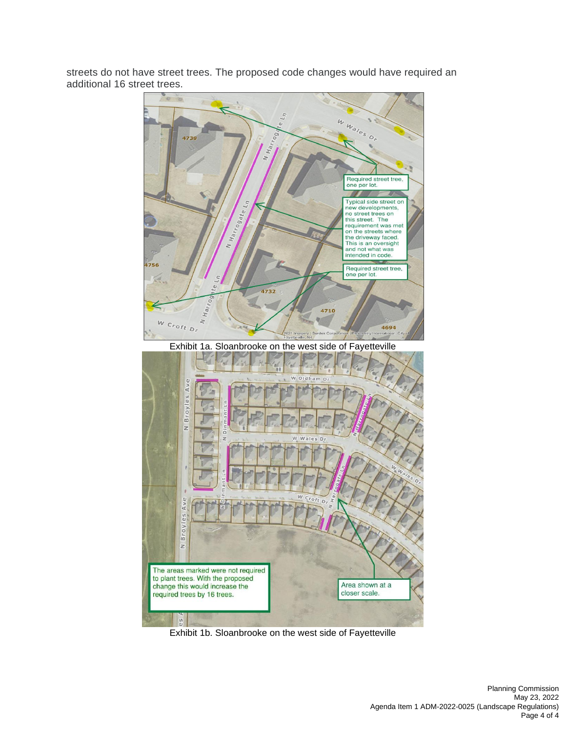streets do not have street trees. The proposed code changes would have required an additional 16 street trees.

Required street tree, one per lot.

Typical side street on new developments, no street trees on this street. The requirement was met on the streets where the driveway faced. This is an oversight and not what was intended in code.

Required street tree, one per lot.

Exhibit 1a. Sloanbrooke on the west side of Fayetteville

The areas marked were not required to plant trees. With the proposed change this would increase the required trees by 16 trees.

Area shown at a closer scale.

Exhibit 1b. Sloanbrooke on the west side of Fayetteville